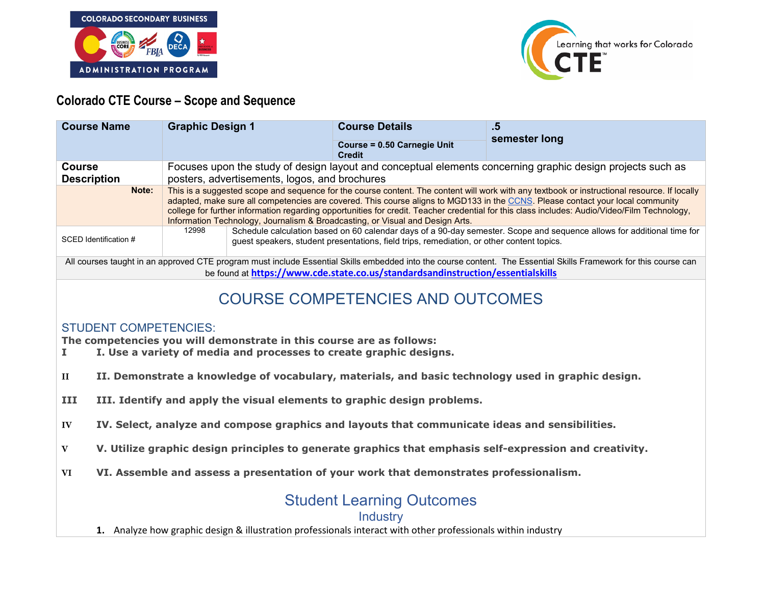## Colorado CTE Course – Scope and Sequence

| Course Name | Graphic Design 1 | Course Details<br>Course = 0.50 Carnegie Unit Credit | .5<br>semester long |
|---|---|---|---|
| Course Description | Focuses upon the study of design layout and conceptual elements concerning graphic design projects such as posters, advertisements, logos, and brochures | | |
| Note: | This is a suggested scope and sequence for the course content. The content will work with any textbook or instructional resource. If locally adapted, make sure all competencies are covered. This course aligns to MGD133 in the CCNS. Please contact your local community college for further information regarding opportunities for credit. Teacher credential for this class includes: Audio/Video/Film Technology, Information Technology, Journalism & Broadcasting, or Visual and Design Arts. | | |
| SCED Identification # | 12998 | Schedule calculation based on 60 calendar days of a 90-day semester. Scope and sequence allows for additional time for guest speakers, student presentations, field trips, remediation, or other content topics. | |

All courses taught in an approved CTE program must include Essential Skills embedded into the course content. The Essential Skills Framework for this course can be found at **https://www.cde.state.co.us/standardsandinstruction/essentialskills**

# COURSE COMPETENCIES AND OUTCOMES

## STUDENT COMPETENCIES:

**The competencies you will demonstrate in this course are as follows:**

I **I. Use a variety of media and processes to create graphic designs.**

II **II. Demonstrate a knowledge of vocabulary, materials, and basic technology used in graphic design.**

III **III. Identify and apply the visual elements to graphic design problems.**

IV **IV. Select, analyze and compose graphics and layouts that communicate ideas and sensibilities.**

V **V. Utilize graphic design principles to generate graphics that emphasis self-expression and creativity.**

VI **VI. Assemble and assess a presentation of your work that demonstrates professionalism.**

## Student Learning Outcomes

### Industry

1. Analyze how graphic design & illustration professionals interact with other professionals within industry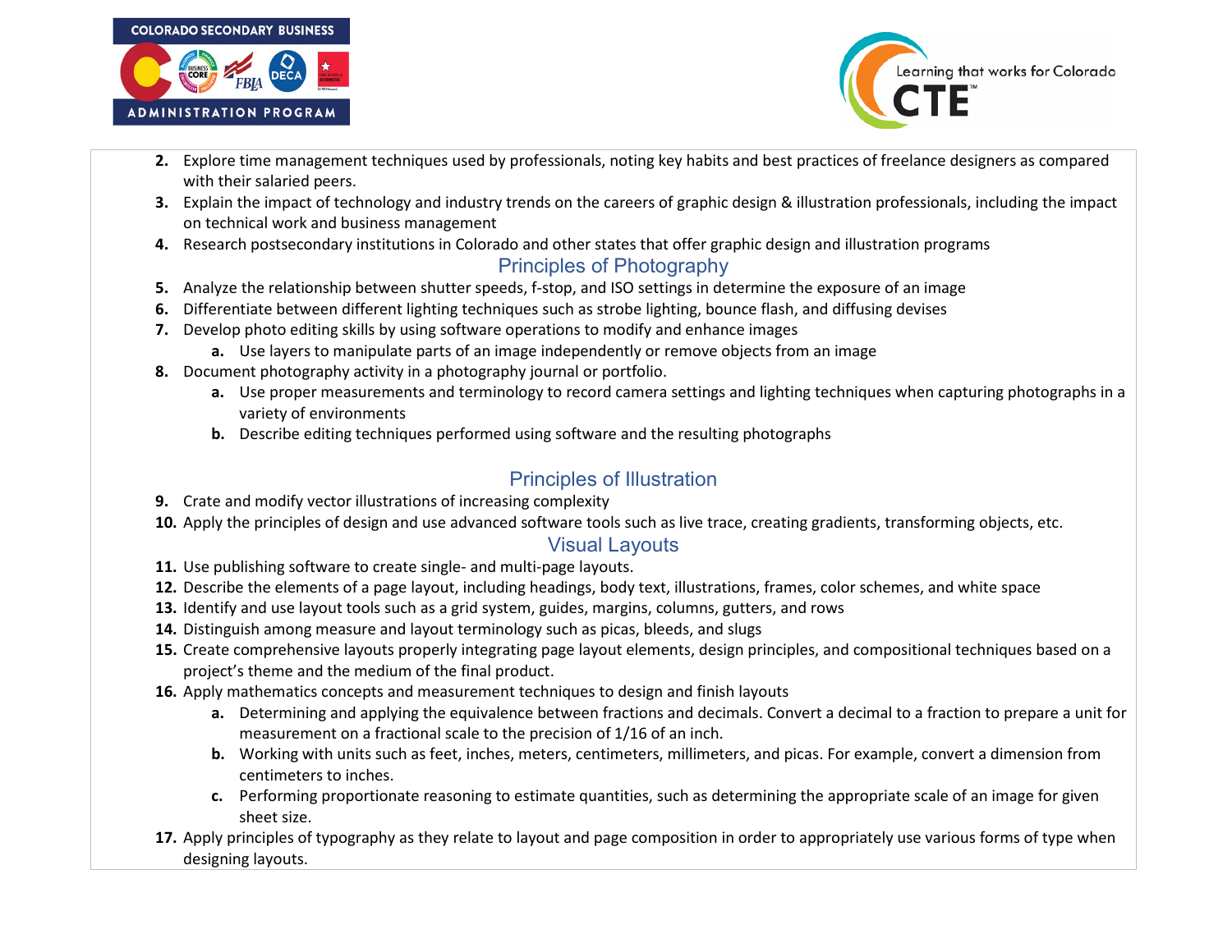2. Explore time management techniques used by professionals, noting key habits and best practices of freelance designers as compared with their salaried peers.
3. Explain the impact of technology and industry trends on the careers of graphic design & illustration professionals, including the impact on technical work and business management
4. Research postsecondary institutions in Colorado and other states that offer graphic design and illustration programs

## Principles of Photography

5. Analyze the relationship between shutter speeds, f-stop, and ISO settings in determine the exposure of an image
6. Differentiate between different lighting techniques such as strobe lighting, bounce flash, and diffusing devises
7. Develop photo editing skills by using software operations to modify and enhance images
   a. Use layers to manipulate parts of an image independently or remove objects from an image
8. Document photography activity in a photography journal or portfolio.
   a. Use proper measurements and terminology to record camera settings and lighting techniques when capturing photographs in a variety of environments
   b. Describe editing techniques performed using software and the resulting photographs

## Principles of Illustration

9. Crate and modify vector illustrations of increasing complexity
10. Apply the principles of design and use advanced software tools such as live trace, creating gradients, transforming objects, etc.

## Visual Layouts

11. Use publishing software to create single- and multi-page layouts.
12. Describe the elements of a page layout, including headings, body text, illustrations, frames, color schemes, and white space
13. Identify and use layout tools such as a grid system, guides, margins, columns, gutters, and rows
14. Distinguish among measure and layout terminology such as picas, bleeds, and slugs
15. Create comprehensive layouts properly integrating page layout elements, design principles, and compositional techniques based on a project's theme and the medium of the final product.
16. Apply mathematics concepts and measurement techniques to design and finish layouts
   a. Determining and applying the equivalence between fractions and decimals. Convert a decimal to a fraction to prepare a unit for measurement on a fractional scale to the precision of 1/16 of an inch.
   b. Working with units such as feet, inches, meters, centimeters, millimeters, and picas. For example, convert a dimension from centimeters to inches.
   c. Performing proportionate reasoning to estimate quantities, such as determining the appropriate scale of an image for given sheet size.
17. Apply principles of typography as they relate to layout and page composition in order to appropriately use various forms of type when designing layouts.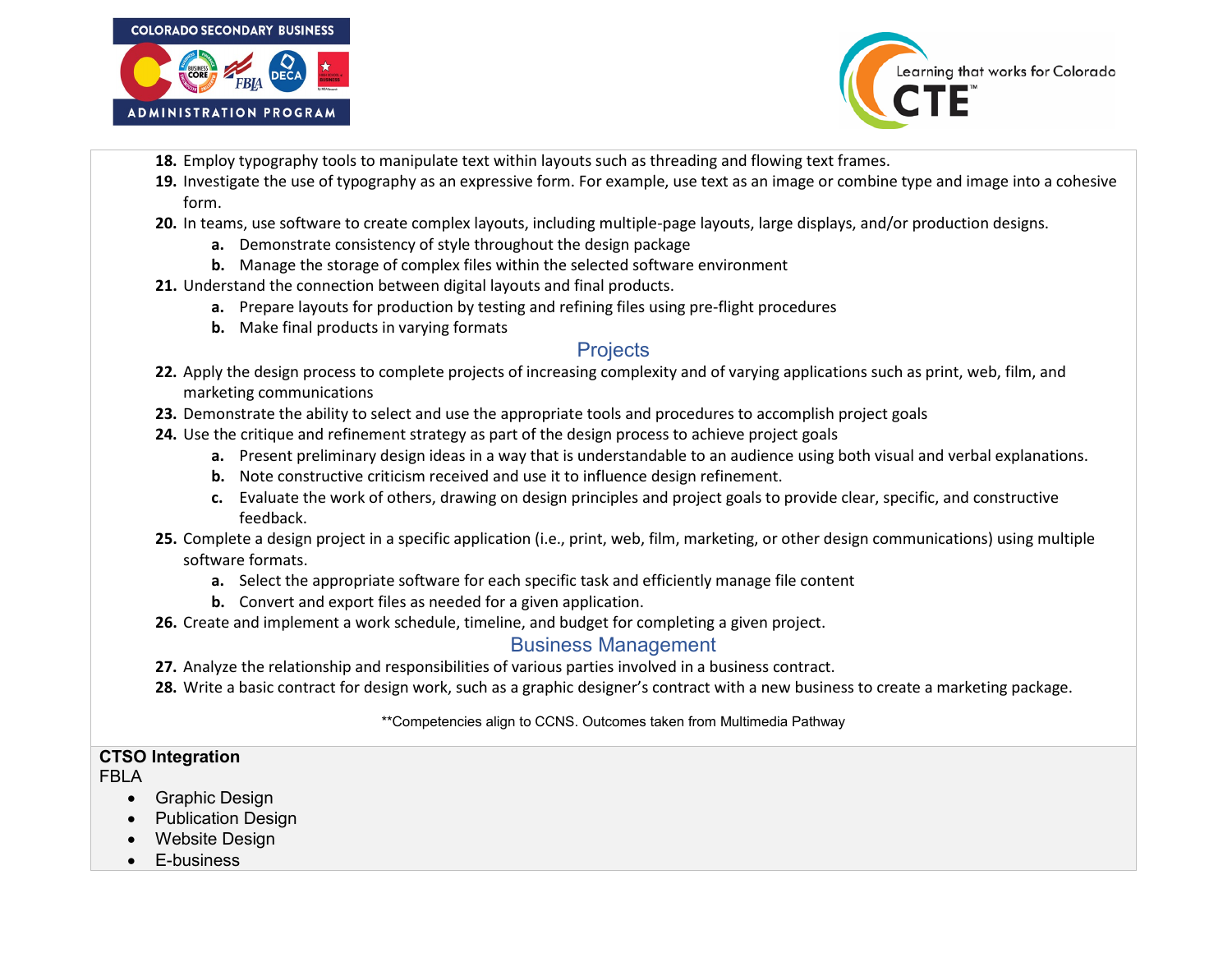18. Employ typography tools to manipulate text within layouts such as threading and flowing text frames.
19. Investigate the use of typography as an expressive form. For example, use text as an image or combine type and image into a cohesive form.
20. In teams, use software to create complex layouts, including multiple-page layouts, large displays, and/or production designs.
    a. Demonstrate consistency of style throughout the design package
    b. Manage the storage of complex files within the selected software environment
21. Understand the connection between digital layouts and final products.
    a. Prepare layouts for production by testing and refining files using pre-flight procedures
    b. Make final products in varying formats

## Projects

22. Apply the design process to complete projects of increasing complexity and of varying applications such as print, web, film, and marketing communications
23. Demonstrate the ability to select and use the appropriate tools and procedures to accomplish project goals
24. Use the critique and refinement strategy as part of the design process to achieve project goals
    a. Present preliminary design ideas in a way that is understandable to an audience using both visual and verbal explanations.
    b. Note constructive criticism received and use it to influence design refinement.
    c. Evaluate the work of others, drawing on design principles and project goals to provide clear, specific, and constructive feedback.
25. Complete a design project in a specific application (i.e., print, web, film, marketing, or other design communications) using multiple software formats.
    a. Select the appropriate software for each specific task and efficiently manage file content
    b. Convert and export files as needed for a given application.
26. Create and implement a work schedule, timeline, and budget for completing a given project.

## Business Management

27. Analyze the relationship and responsibilities of various parties involved in a business contract.
28. Write a basic contract for design work, such as a graphic designer's contract with a new business to create a marketing package.

**Competencies align to CCNS. Outcomes taken from Multimedia Pathway

**CTSO Integration**

FBLA

- Graphic Design
- Publication Design
- Website Design
- E-business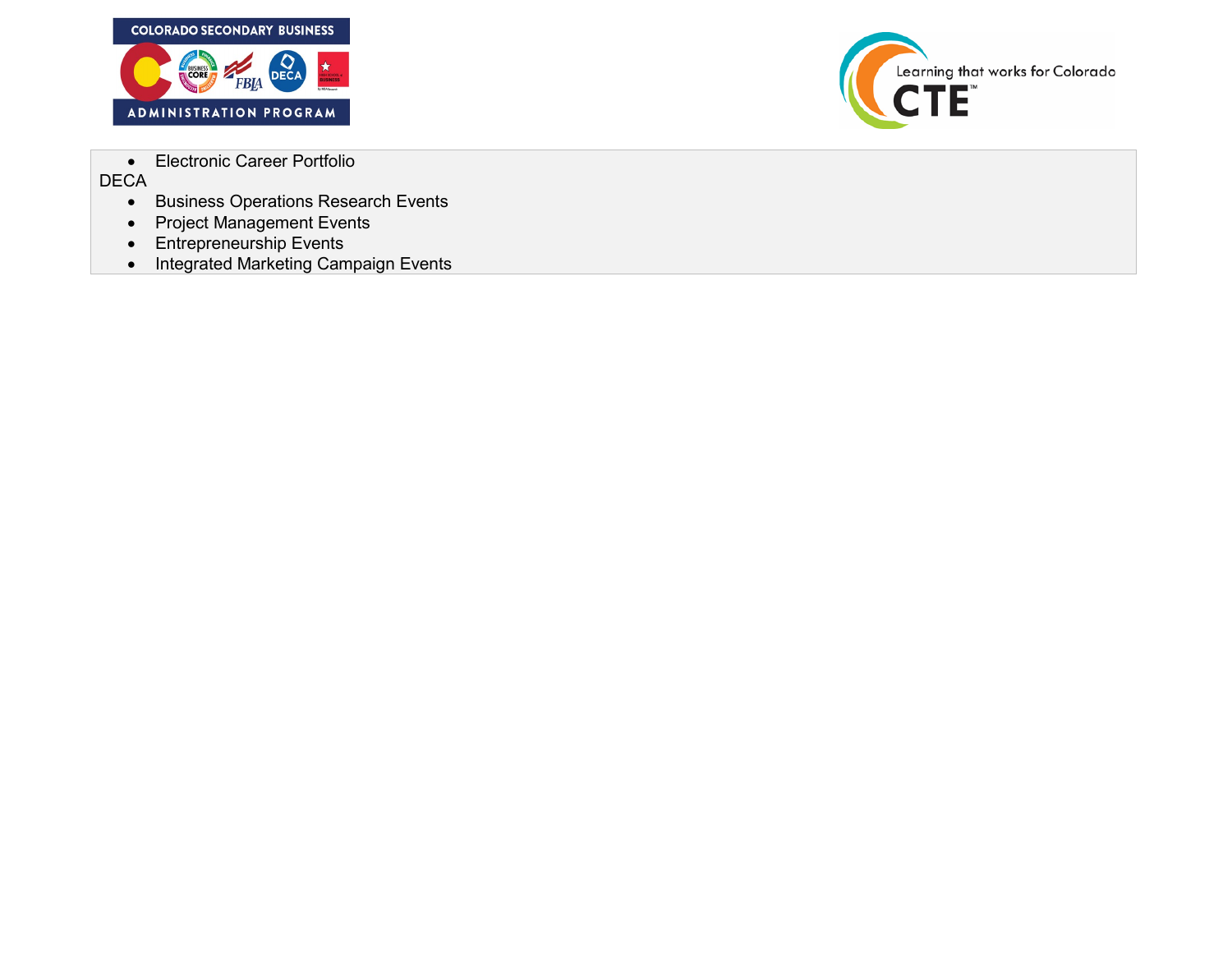- Electronic Career Portfolio

DECA

- Business Operations Research Events
- Project Management Events
- Entrepreneurship Events
- Integrated Marketing Campaign Events